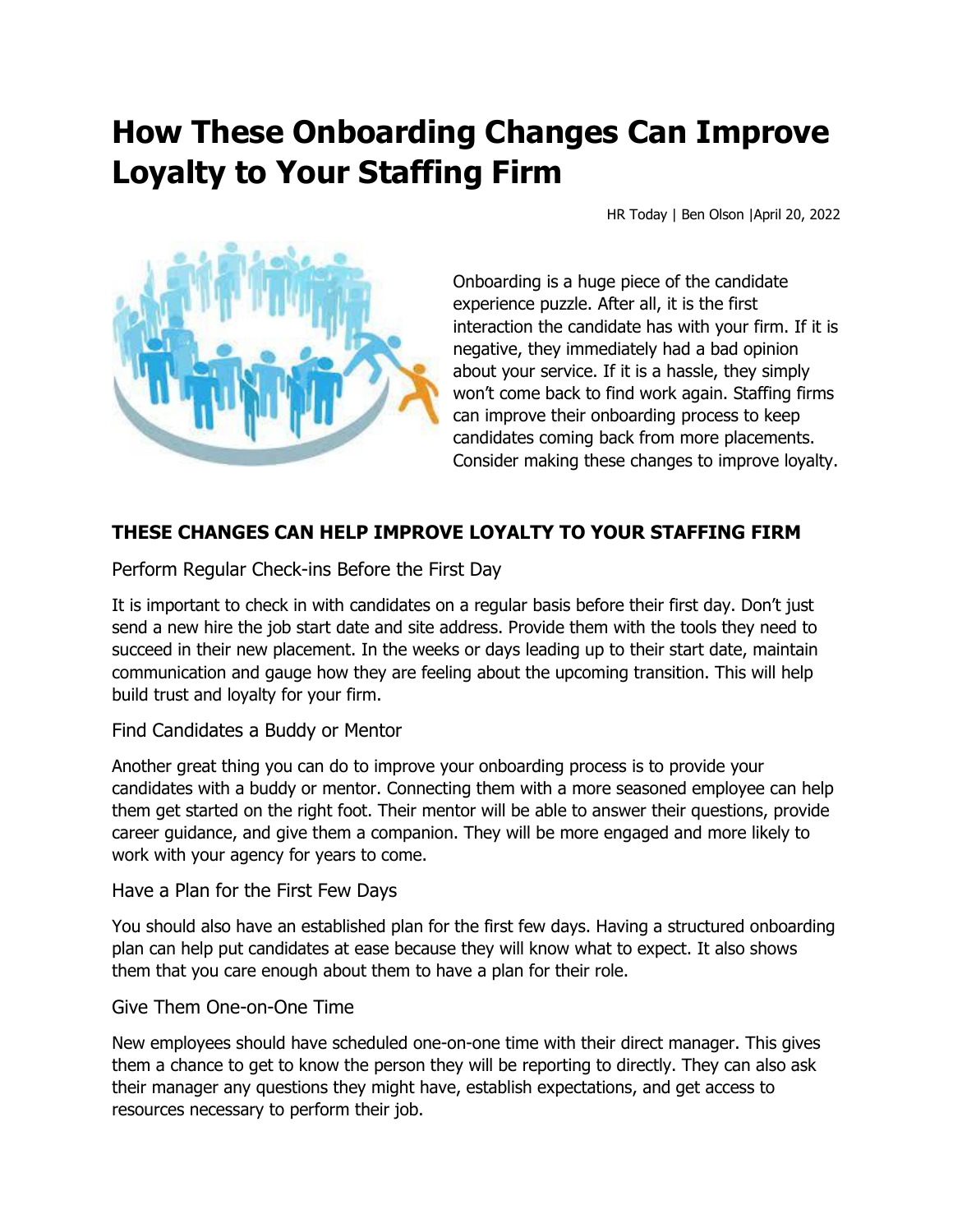# How These Onboarding Changes Can Improve Loyalty to Your Staffing Firm

HR Today | Ben Olson |April 20, 2022

Onboarding is a huge piece of the candidate experience puzzle. After all, it is the first interaction the candidate has with your firm. If it is negative, they immediately had a bad opinion about your service. If it is a hassle, they simply won't come back to find work again. Staffing firms can improve their onboarding process to keep candidates coming back from more placements. Consider making these changes to improve loyalty.

## THESE CHANGES CAN HELP IMPROVE LOYALTY TO YOUR STAFFING FIRM

### Perform Regular Check-ins Before the First Day

It is important to check in with candidates on a regular basis before their first day. Don't just send a new hire the job start date and site address. Provide them with the tools they need to succeed in their new placement. In the weeks or days leading up to their start date, maintain communication and gauge how they are feeling about the upcoming transition. This will help build trust and loyalty for your firm.

### Find Candidates a Buddy or Mentor

Another great thing you can do to improve your onboarding process is to provide your candidates with a buddy or mentor. Connecting them with a more seasoned employee can help them get started on the right foot. Their mentor will be able to answer their questions, provide career guidance, and give them a companion. They will be more engaged and more likely to work with your agency for years to come.

### Have a Plan for the First Few Days

You should also have an established plan for the first few days. Having a structured onboarding plan can help put candidates at ease because they will know what to expect. It also shows them that you care enough about them to have a plan for their role.

### Give Them One-on-One Time

New employees should have scheduled one-on-one time with their direct manager. This gives them a chance to get to know the person they will be reporting to directly. They can also ask their manager any questions they might have, establish expectations, and get access to resources necessary to perform their job.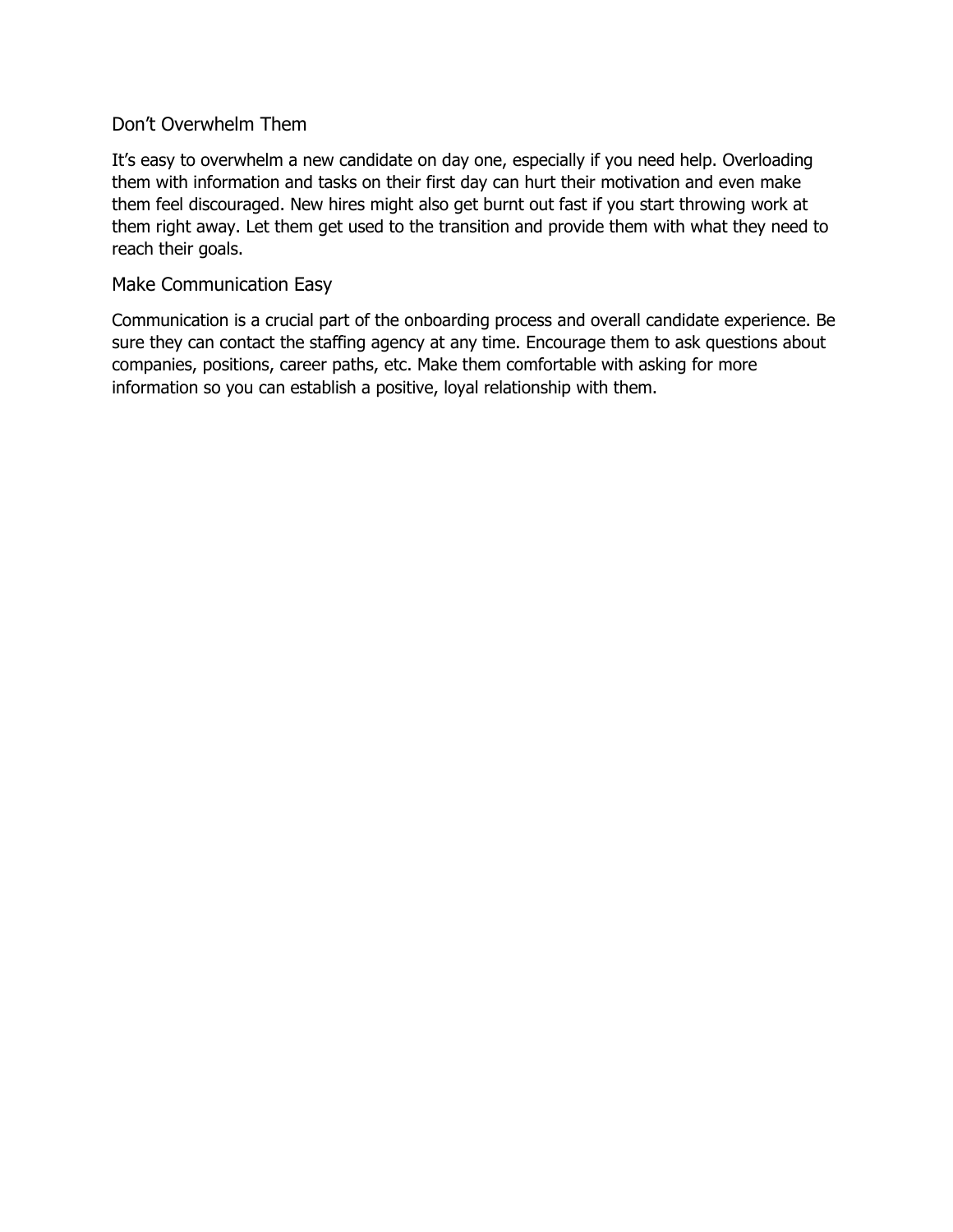## Don't Overwhelm Them

It's easy to overwhelm a new candidate on day one, especially if you need help. Overloading them with information and tasks on their first day can hurt their motivation and even make them feel discouraged. New hires might also get burnt out fast if you start throwing work at them right away. Let them get used to the transition and provide them with what they need to reach their goals.

## Make Communication Easy

Communication is a crucial part of the onboarding process and overall candidate experience. Be sure they can contact the staffing agency at any time. Encourage them to ask questions about companies, positions, career paths, etc. Make them comfortable with asking for more information so you can establish a positive, loyal relationship with them.